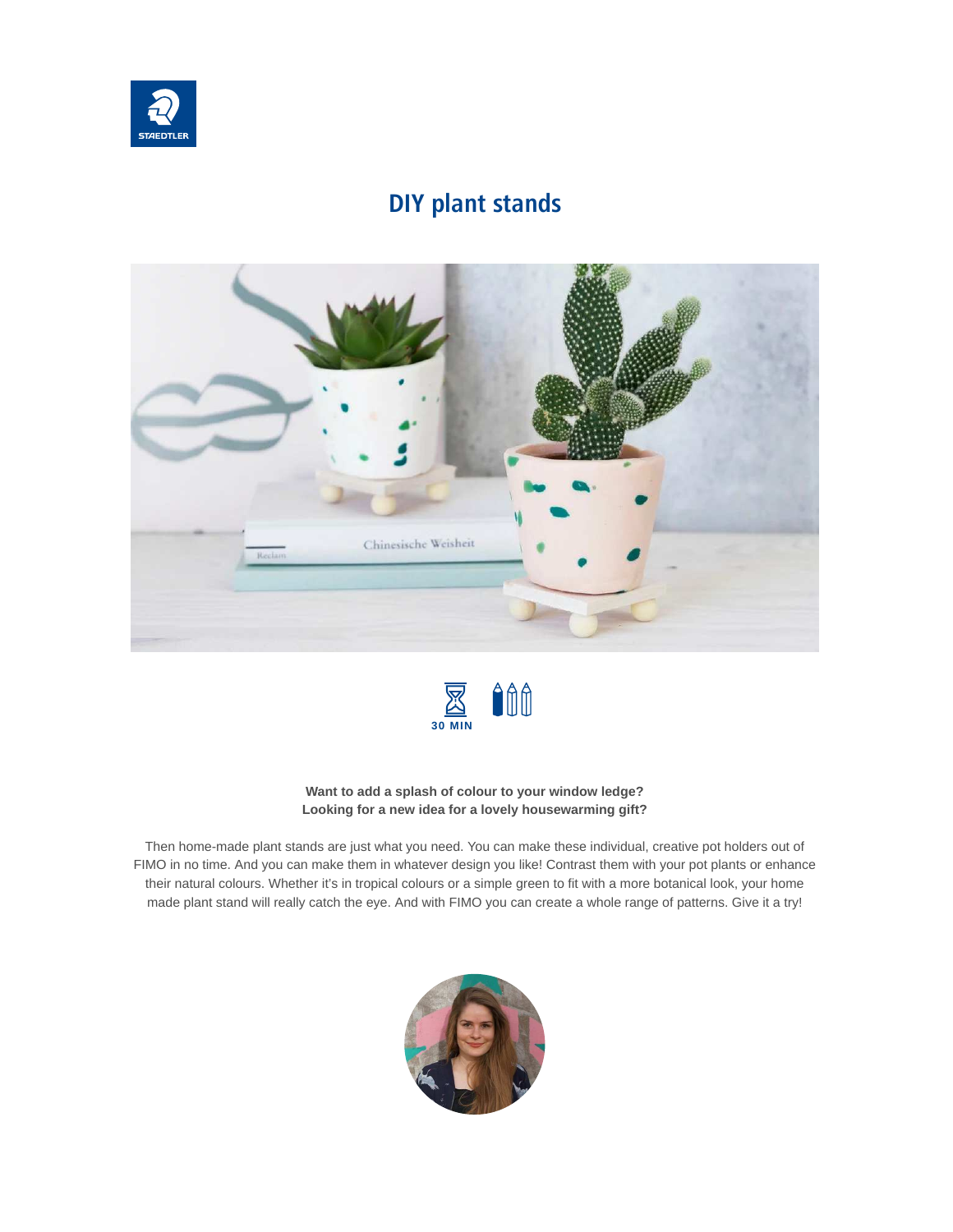# DIY plant stands

30 MIN

**Want to add a splash of colour to your window ledge?**
**Looking for a new idea for a lovely housewarming gift?**

Then home-made plant stands are just what you need. You can make these individual, creative pot holders out of FIMO in no time. And you can make them in whatever design you like! Contrast them with your pot plants or enhance their natural colours. Whether it's in tropical colours or a simple green to fit with a more botanical look, your home made plant stand will really catch the eye. And with FIMO you can create a whole range of patterns. Give it a try!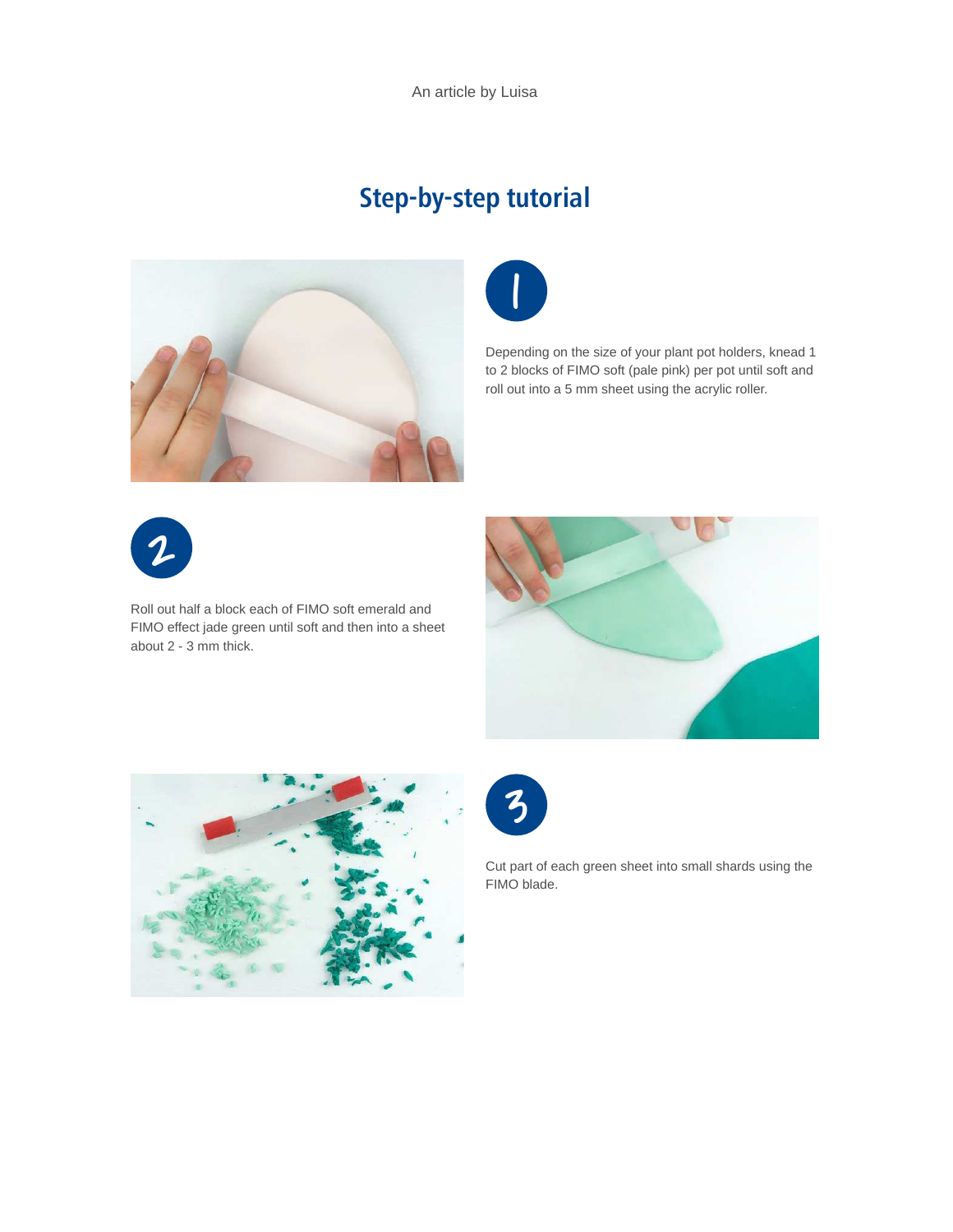An article by Luisa

## Step-by-step tutorial

### 1

Depending on the size of your plant pot holders, knead 1 to 2 blocks of FIMO soft (pale pink) per pot until soft and roll out into a 5 mm sheet using the acrylic roller.

### 2

Roll out half a block each of FIMO soft emerald and FIMO effect jade green until soft and then into a sheet about 2 - 3 mm thick.

### 3

Cut part of each green sheet into small shards using the FIMO blade.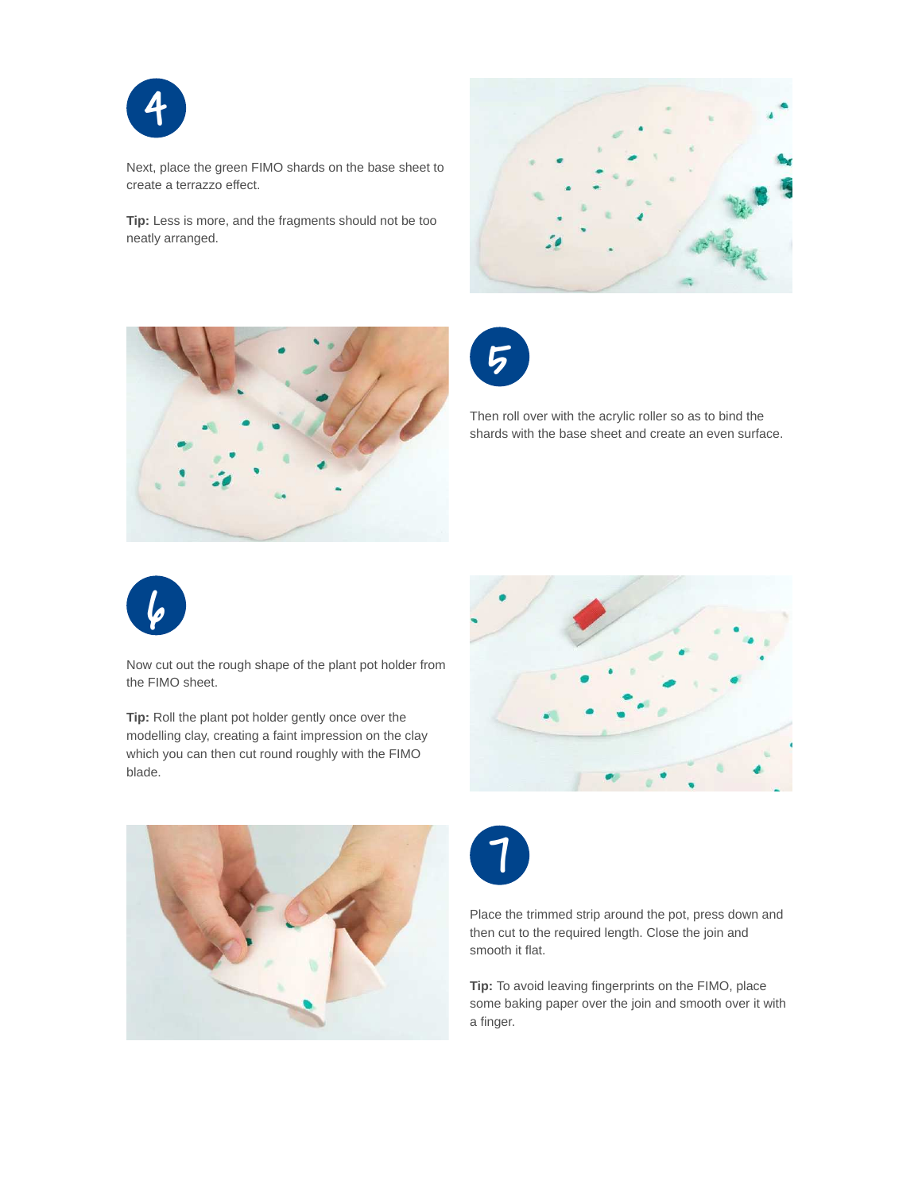## 4

Next, place the green FIMO shards on the base sheet to create a terrazzo effect.

**Tip:** Less is more, and the fragments should not be too neatly arranged.

## 5

Then roll over with the acrylic roller so as to bind the shards with the base sheet and create an even surface.

## 6

Now cut out the rough shape of the plant pot holder from the FIMO sheet.

**Tip:** Roll the plant pot holder gently once over the modelling clay, creating a faint impression on the clay which you can then cut round roughly with the FIMO blade.

## 7

Place the trimmed strip around the pot, press down and then cut to the required length. Close the join and smooth it flat.

**Tip:** To avoid leaving fingerprints on the FIMO, place some baking paper over the join and smooth over it with a finger.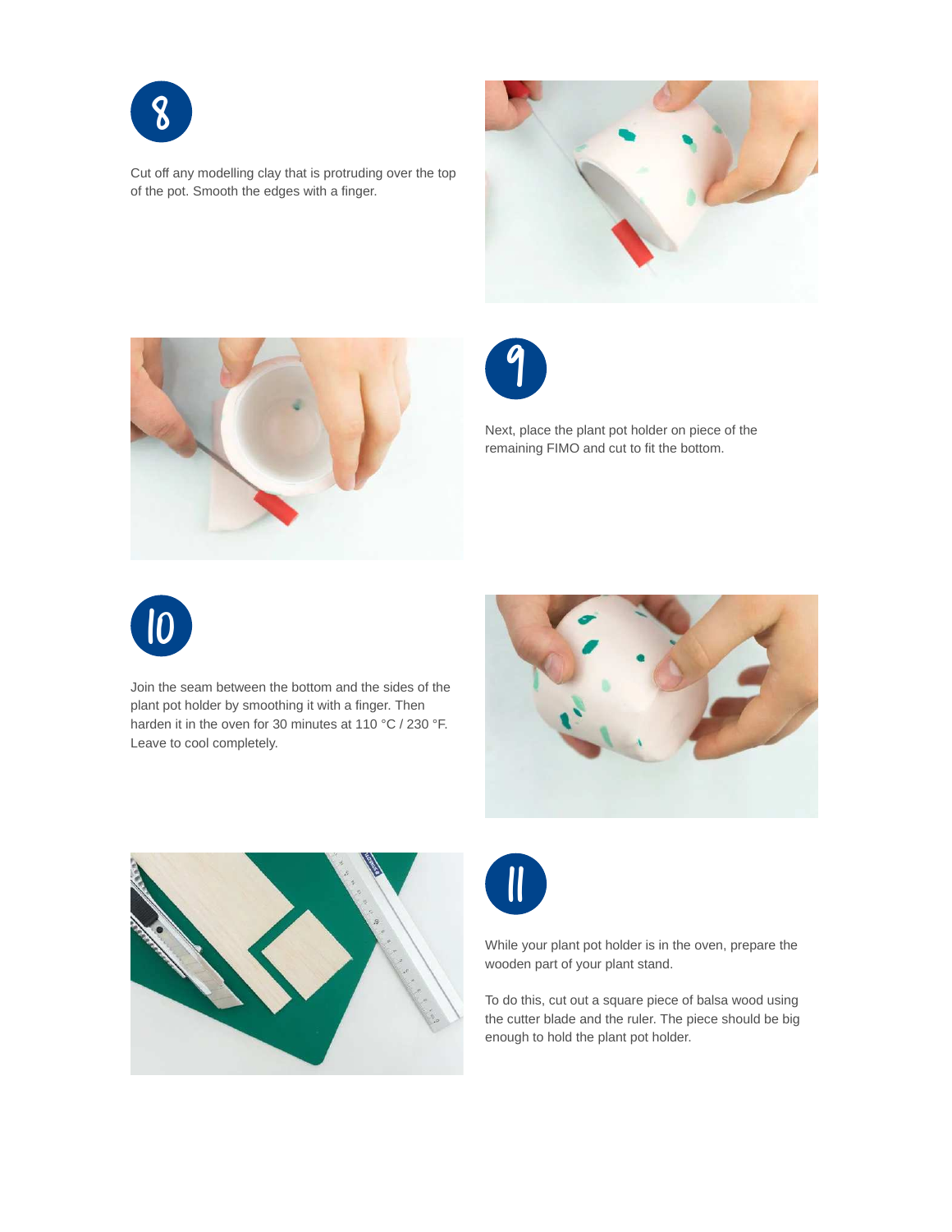## 8

Cut off any modelling clay that is protruding over the top of the pot. Smooth the edges with a finger.

## 9

Next, place the plant pot holder on piece of the remaining FIMO and cut to fit the bottom.

## 10

Join the seam between the bottom and the sides of the plant pot holder by smoothing it with a finger. Then harden it in the oven for 30 minutes at 110 °C / 230 °F. Leave to cool completely.

## 11

While your plant pot holder is in the oven, prepare the wooden part of your plant stand.

To do this, cut out a square piece of balsa wood using the cutter blade and the ruler. The piece should be big enough to hold the plant pot holder.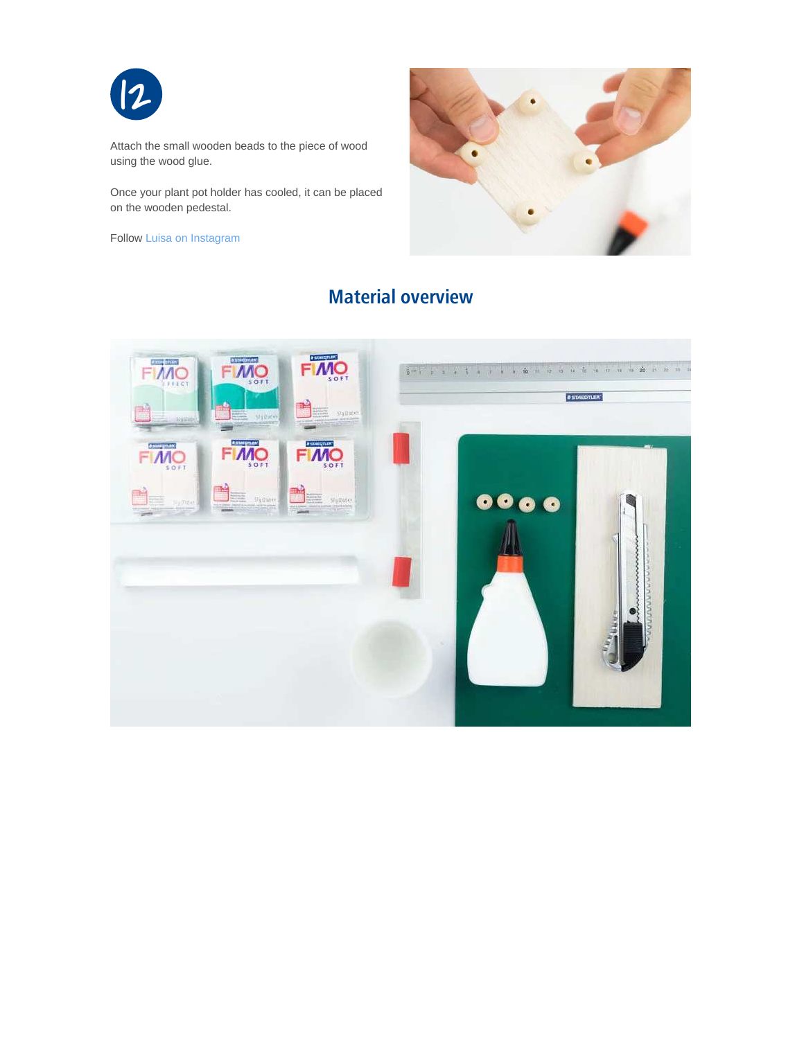12

Attach the small wooden beads to the piece of wood using the wood glue.

Once your plant pot holder has cooled, it can be placed on the wooden pedestal.

Follow Luisa on Instagram

## Material overview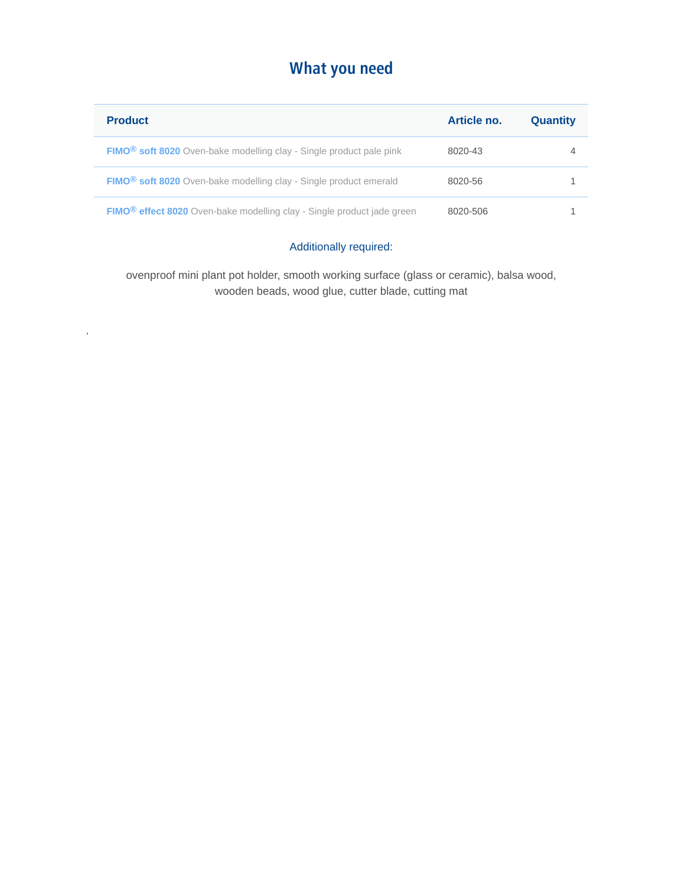## What you need

| Product | Article no. | Quantity |
|---|---|---|
| **FIMO® soft 8020** Oven-bake modelling clay - Single product pale pink | 8020-43 | 4 |
| **FIMO® soft 8020** Oven-bake modelling clay - Single product emerald | 8020-56 | 1 |
| **FIMO® effect 8020** Oven-bake modelling clay - Single product jade green | 8020-506 | 1 |

Additionally required:

ovenproof mini plant pot holder, smooth working surface (glass or ceramic), balsa wood, wooden beads, wood glue, cutter blade, cutting mat